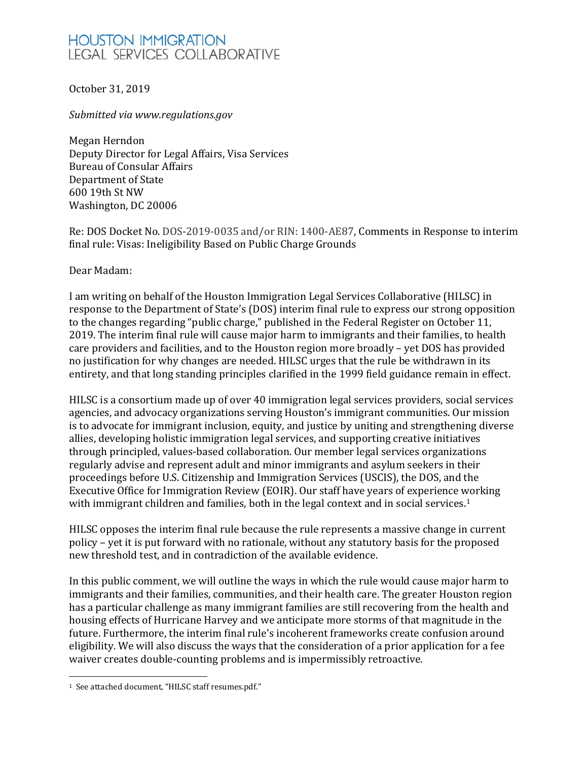# HOUSTON IMMIGRATION
LEGAL SERVICES COLLABORATIVE

October 31, 2019

*Submitted via www.regulations.gov*

Megan Herndon
Deputy Director for Legal Affairs, Visa Services
Bureau of Consular Affairs
Department of State
600 19th St NW
Washington, DC 20006

Re: DOS Docket No. DOS-2019-0035 and/or RIN: 1400-AE87, Comments in Response to interim final rule: Visas: Ineligibility Based on Public Charge Grounds

Dear Madam:

I am writing on behalf of the Houston Immigration Legal Services Collaborative (HILSC) in response to the Department of State's (DOS) interim final rule to express our strong opposition to the changes regarding "public charge," published in the Federal Register on October 11, 2019. The interim final rule will cause major harm to immigrants and their families, to health care providers and facilities, and to the Houston region more broadly – yet DOS has provided no justification for why changes are needed. HILSC urges that the rule be withdrawn in its entirety, and that long standing principles clarified in the 1999 field guidance remain in effect.

HILSC is a consortium made up of over 40 immigration legal services providers, social services agencies, and advocacy organizations serving Houston's immigrant communities. Our mission is to advocate for immigrant inclusion, equity, and justice by uniting and strengthening diverse allies, developing holistic immigration legal services, and supporting creative initiatives through principled, values-based collaboration. Our member legal services organizations regularly advise and represent adult and minor immigrants and asylum seekers in their proceedings before U.S. Citizenship and Immigration Services (USCIS), the DOS, and the Executive Office for Immigration Review (EOIR). Our staff have years of experience working with immigrant children and families, both in the legal context and in social services.[1]

HILSC opposes the interim final rule because the rule represents a massive change in current policy – yet it is put forward with no rationale, without any statutory basis for the proposed new threshold test, and in contradiction of the available evidence.

In this public comment, we will outline the ways in which the rule would cause major harm to immigrants and their families, communities, and their health care. The greater Houston region has a particular challenge as many immigrant families are still recovering from the health and housing effects of Hurricane Harvey and we anticipate more storms of that magnitude in the future. Furthermore, the interim final rule's incoherent frameworks create confusion around eligibility. We will also discuss the ways that the consideration of a prior application for a fee waiver creates double-counting problems and is impermissibly retroactive.

[1] See attached document, "HILSC staff resumes.pdf."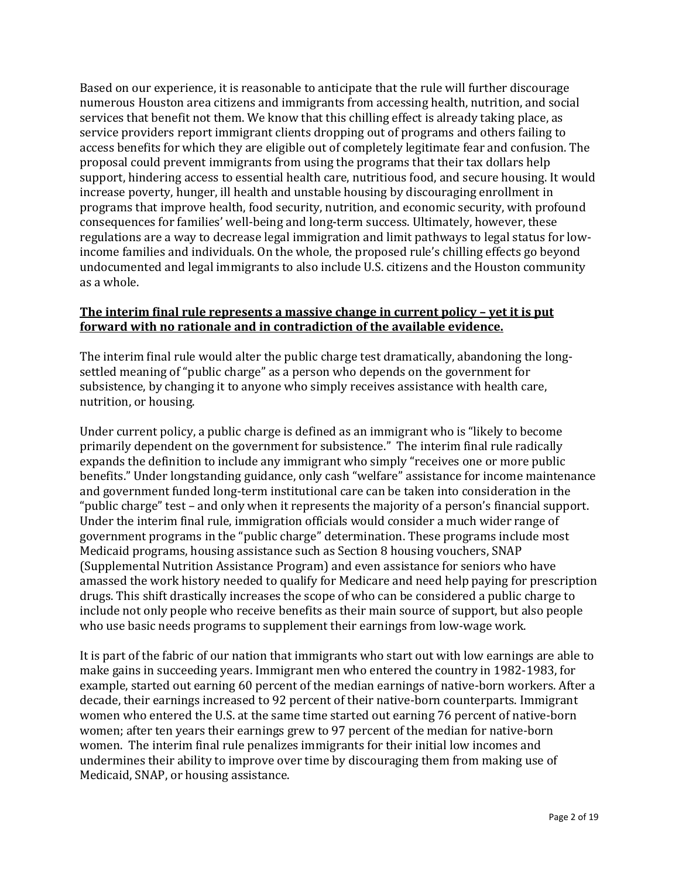Based on our experience, it is reasonable to anticipate that the rule will further discourage numerous Houston area citizens and immigrants from accessing health, nutrition, and social services that benefit not them. We know that this chilling effect is already taking place, as service providers report immigrant clients dropping out of programs and others failing to access benefits for which they are eligible out of completely legitimate fear and confusion. The proposal could prevent immigrants from using the programs that their tax dollars help support, hindering access to essential health care, nutritious food, and secure housing. It would increase poverty, hunger, ill health and unstable housing by discouraging enrollment in programs that improve health, food security, nutrition, and economic security, with profound consequences for families' well-being and long-term success. Ultimately, however, these regulations are a way to decrease legal immigration and limit pathways to legal status for low-income families and individuals. On the whole, the proposed rule's chilling effects go beyond undocumented and legal immigrants to also include U.S. citizens and the Houston community as a whole.

**<u>The interim final rule represents a massive change in current policy – yet it is put forward with no rationale and in contradiction of the available evidence.</u>**

The interim final rule would alter the public charge test dramatically, abandoning the long-settled meaning of "public charge" as a person who depends on the government for subsistence, by changing it to anyone who simply receives assistance with health care, nutrition, or housing.

Under current policy, a public charge is defined as an immigrant who is "likely to become primarily dependent on the government for subsistence." The interim final rule radically expands the definition to include any immigrant who simply "receives one or more public benefits." Under longstanding guidance, only cash "welfare" assistance for income maintenance and government funded long-term institutional care can be taken into consideration in the "public charge" test – and only when it represents the majority of a person's financial support. Under the interim final rule, immigration officials would consider a much wider range of government programs in the "public charge" determination. These programs include most Medicaid programs, housing assistance such as Section 8 housing vouchers, SNAP (Supplemental Nutrition Assistance Program) and even assistance for seniors who have amassed the work history needed to qualify for Medicare and need help paying for prescription drugs. This shift drastically increases the scope of who can be considered a public charge to include not only people who receive benefits as their main source of support, but also people who use basic needs programs to supplement their earnings from low-wage work.

It is part of the fabric of our nation that immigrants who start out with low earnings are able to make gains in succeeding years. Immigrant men who entered the country in 1982-1983, for example, started out earning 60 percent of the median earnings of native-born workers. After a decade, their earnings increased to 92 percent of their native-born counterparts. Immigrant women who entered the U.S. at the same time started out earning 76 percent of native-born women; after ten years their earnings grew to 97 percent of the median for native-born women. The interim final rule penalizes immigrants for their initial low incomes and undermines their ability to improve over time by discouraging them from making use of Medicaid, SNAP, or housing assistance.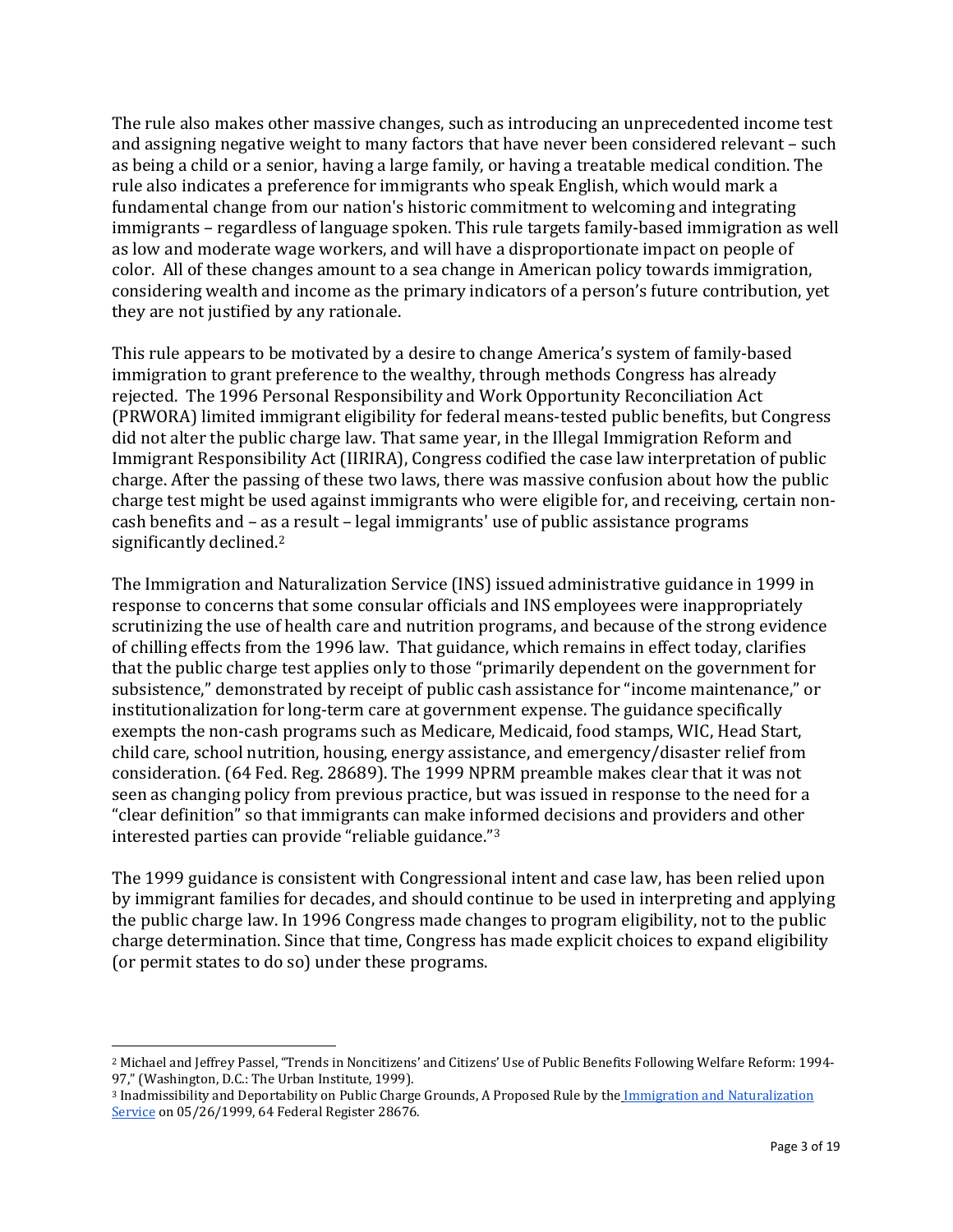The rule also makes other massive changes, such as introducing an unprecedented income test and assigning negative weight to many factors that have never been considered relevant – such as being a child or a senior, having a large family, or having a treatable medical condition. The rule also indicates a preference for immigrants who speak English, which would mark a fundamental change from our nation's historic commitment to welcoming and integrating immigrants – regardless of language spoken. This rule targets family-based immigration as well as low and moderate wage workers, and will have a disproportionate impact on people of color. All of these changes amount to a sea change in American policy towards immigration, considering wealth and income as the primary indicators of a person's future contribution, yet they are not justified by any rationale.

This rule appears to be motivated by a desire to change America's system of family-based immigration to grant preference to the wealthy, through methods Congress has already rejected. The 1996 Personal Responsibility and Work Opportunity Reconciliation Act (PRWORA) limited immigrant eligibility for federal means-tested public benefits, but Congress did not alter the public charge law. That same year, in the Illegal Immigration Reform and Immigrant Responsibility Act (IIRIRA), Congress codified the case law interpretation of public charge. After the passing of these two laws, there was massive confusion about how the public charge test might be used against immigrants who were eligible for, and receiving, certain non-cash benefits and – as a result – legal immigrants' use of public assistance programs significantly declined.[2]

The Immigration and Naturalization Service (INS) issued administrative guidance in 1999 in response to concerns that some consular officials and INS employees were inappropriately scrutinizing the use of health care and nutrition programs, and because of the strong evidence of chilling effects from the 1996 law. That guidance, which remains in effect today, clarifies that the public charge test applies only to those "primarily dependent on the government for subsistence," demonstrated by receipt of public cash assistance for "income maintenance," or institutionalization for long-term care at government expense. The guidance specifically exempts the non-cash programs such as Medicare, Medicaid, food stamps, WIC, Head Start, child care, school nutrition, housing, energy assistance, and emergency/disaster relief from consideration. (64 Fed. Reg. 28689). The 1999 NPRM preamble makes clear that it was not seen as changing policy from previous practice, but was issued in response to the need for a "clear definition" so that immigrants can make informed decisions and providers and other interested parties can provide "reliable guidance."[3]

The 1999 guidance is consistent with Congressional intent and case law, has been relied upon by immigrant families for decades, and should continue to be used in interpreting and applying the public charge law. In 1996 Congress made changes to program eligibility, not to the public charge determination. Since that time, Congress has made explicit choices to expand eligibility (or permit states to do so) under these programs.

---

[2] Michael and Jeffrey Passel, "Trends in Noncitizens' and Citizens' Use of Public Benefits Following Welfare Reform: 1994-97," (Washington, D.C.: The Urban Institute, 1999).

[3] Inadmissibility and Deportability on Public Charge Grounds, A Proposed Rule by the [Immigration and Naturalization Service] on 05/26/1999, 64 Federal Register 28676.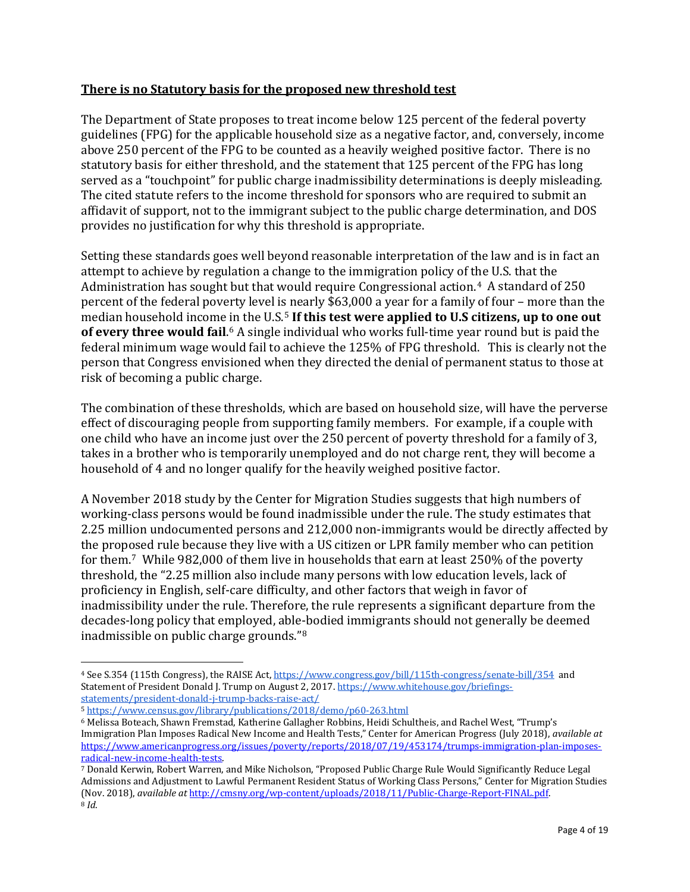**There is no Statutory basis for the proposed new threshold test**

The Department of State proposes to treat income below 125 percent of the federal poverty guidelines (FPG) for the applicable household size as a negative factor, and, conversely, income above 250 percent of the FPG to be counted as a heavily weighed positive factor. There is no statutory basis for either threshold, and the statement that 125 percent of the FPG has long served as a "touchpoint" for public charge inadmissibility determinations is deeply misleading. The cited statute refers to the income threshold for sponsors who are required to submit an affidavit of support, not to the immigrant subject to the public charge determination, and DOS provides no justification for why this threshold is appropriate.

Setting these standards goes well beyond reasonable interpretation of the law and is in fact an attempt to achieve by regulation a change to the immigration policy of the U.S. that the Administration has sought but that would require Congressional action.[4] A standard of 250 percent of the federal poverty level is nearly $63,000 a year for a family of four – more than the median household income in the U.S.[5] **If this test were applied to U.S citizens, up to one out of every three would fail**.[6] A single individual who works full-time year round but is paid the federal minimum wage would fail to achieve the 125% of FPG threshold. This is clearly not the person that Congress envisioned when they directed the denial of permanent status to those at risk of becoming a public charge.

The combination of these thresholds, which are based on household size, will have the perverse effect of discouraging people from supporting family members. For example, if a couple with one child who have an income just over the 250 percent of poverty threshold for a family of 3, takes in a brother who is temporarily unemployed and do not charge rent, they will become a household of 4 and no longer qualify for the heavily weighed positive factor.

A November 2018 study by the Center for Migration Studies suggests that high numbers of working-class persons would be found inadmissible under the rule. The study estimates that 2.25 million undocumented persons and 212,000 non-immigrants would be directly affected by the proposed rule because they live with a US citizen or LPR family member who can petition for them.[7] While 982,000 of them live in households that earn at least 250% of the poverty threshold, the "2.25 million also include many persons with low education levels, lack of proficiency in English, self-care difficulty, and other factors that weigh in favor of inadmissibility under the rule. Therefore, the rule represents a significant departure from the decades-long policy that employed, able-bodied immigrants should not generally be deemed inadmissible on public charge grounds."[8]

---

[4] See S.354 (115th Congress), the RAISE Act, https://www.congress.gov/bill/115th-congress/senate-bill/354 and Statement of President Donald J. Trump on August 2, 2017. https://www.whitehouse.gov/briefings-statements/president-donald-j-trump-backs-raise-act/

[5] https://www.census.gov/library/publications/2018/demo/p60-263.html

[6] Melissa Boteach, Shawn Fremstad, Katherine Gallagher Robbins, Heidi Schultheis, and Rachel West, "Trump's Immigration Plan Imposes Radical New Income and Health Tests," Center for American Progress (July 2018), *available at* https://www.americanprogress.org/issues/poverty/reports/2018/07/19/453174/trumps-immigration-plan-imposes-radical-new-income-health-tests.

[7] Donald Kerwin, Robert Warren, and Mike Nicholson, "Proposed Public Charge Rule Would Significantly Reduce Legal Admissions and Adjustment to Lawful Permanent Resident Status of Working Class Persons," Center for Migration Studies (Nov. 2018), *available at* http://cmsny.org/wp-content/uploads/2018/11/Public-Charge-Report-FINAL.pdf.

[8] *Id*.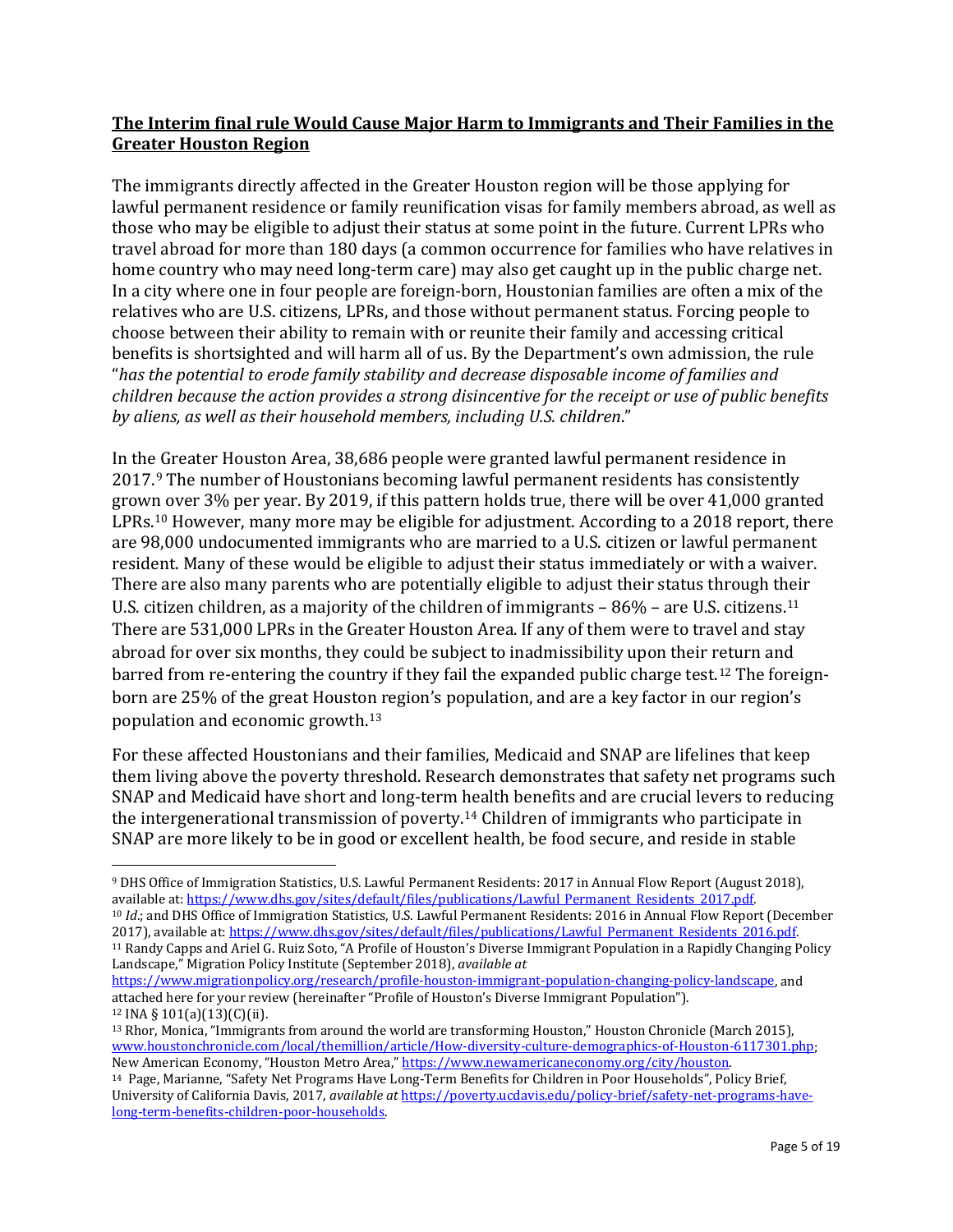**The Interim final rule Would Cause Major Harm to Immigrants and Their Families in the Greater Houston Region**

The immigrants directly affected in the Greater Houston region will be those applying for lawful permanent residence or family reunification visas for family members abroad, as well as those who may be eligible to adjust their status at some point in the future. Current LPRs who travel abroad for more than 180 days (a common occurrence for families who have relatives in home country who may need long-term care) may also get caught up in the public charge net. In a city where one in four people are foreign-born, Houstonian families are often a mix of the relatives who are U.S. citizens, LPRs, and those without permanent status. Forcing people to choose between their ability to remain with or reunite their family and accessing critical benefits is shortsighted and will harm all of us. By the Department's own admission, the rule "*has the potential to erode family stability and decrease disposable income of families and children because the action provides a strong disincentive for the receipt or use of public benefits by aliens, as well as their household members, including U.S. children*."

In the Greater Houston Area, 38,686 people were granted lawful permanent residence in 2017.[9] The number of Houstonians becoming lawful permanent residents has consistently grown over 3% per year. By 2019, if this pattern holds true, there will be over 41,000 granted LPRs.[10] However, many more may be eligible for adjustment. According to a 2018 report, there are 98,000 undocumented immigrants who are married to a U.S. citizen or lawful permanent resident. Many of these would be eligible to adjust their status immediately or with a waiver. There are also many parents who are potentially eligible to adjust their status through their U.S. citizen children, as a majority of the children of immigrants – 86% – are U.S. citizens.[11] There are 531,000 LPRs in the Greater Houston Area. If any of them were to travel and stay abroad for over six months, they could be subject to inadmissibility upon their return and barred from re-entering the country if they fail the expanded public charge test.[12] The foreign-born are 25% of the great Houston region's population, and are a key factor in our region's population and economic growth.[13]

For these affected Houstonians and their families, Medicaid and SNAP are lifelines that keep them living above the poverty threshold. Research demonstrates that safety net programs such SNAP and Medicaid have short and long-term health benefits and are crucial levers to reducing the intergenerational transmission of poverty.[14] Children of immigrants who participate in SNAP are more likely to be in good or excellent health, be food secure, and reside in stable

---

[9] DHS Office of Immigration Statistics, U.S. Lawful Permanent Residents: 2017 in Annual Flow Report (August 2018), available at: https://www.dhs.gov/sites/default/files/publications/Lawful_Permanent_Residents_2017.pdf.

[10] *Id*.; and DHS Office of Immigration Statistics, U.S. Lawful Permanent Residents: 2016 in Annual Flow Report (December 2017), available at: https://www.dhs.gov/sites/default/files/publications/Lawful_Permanent_Residents_2016.pdf.

[11] Randy Capps and Ariel G. Ruiz Soto, "A Profile of Houston's Diverse Immigrant Population in a Rapidly Changing Policy Landscape," Migration Policy Institute (September 2018), *available at* https://www.migrationpolicy.org/research/profile-houston-immigrant-population-changing-policy-landscape, and attached here for your review (hereinafter "Profile of Houston's Diverse Immigrant Population").

[12] INA § 101(a)(13)(C)(ii).

[13] Rhor, Monica, "Immigrants from around the world are transforming Houston," Houston Chronicle (March 2015), www.houstonchronicle.com/local/themillion/article/How-diversity-culture-demographics-of-Houston-6117301.php; New American Economy, "Houston Metro Area," https://www.newamericaneconomy.org/city/houston.

[14] Page, Marianne, "Safety Net Programs Have Long-Term Benefits for Children in Poor Households", Policy Brief, University of California Davis, 2017, *available at* https://poverty.ucdavis.edu/policy-brief/safety-net-programs-have-long-term-benefits-children-poor-households.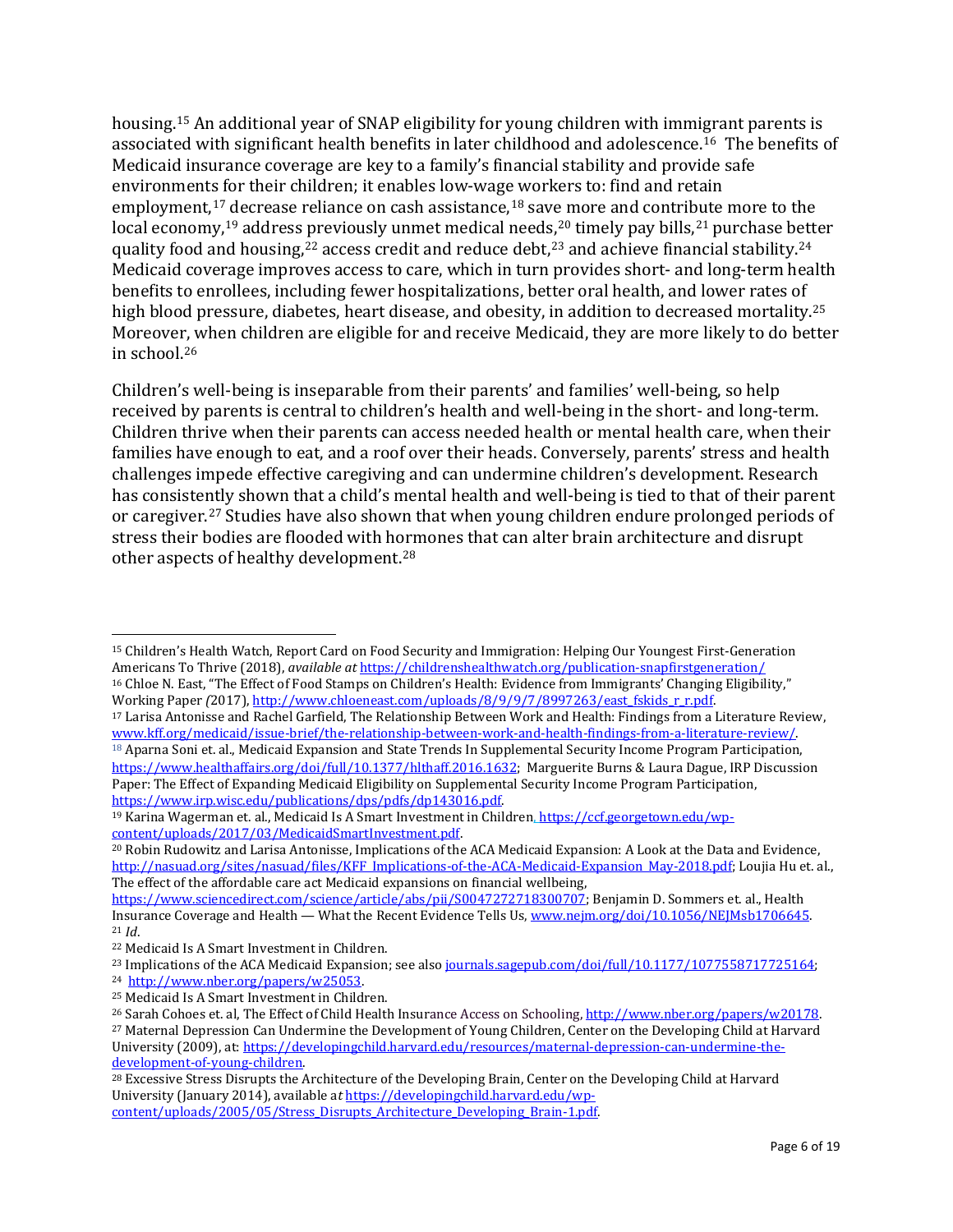housing.[15] An additional year of SNAP eligibility for young children with immigrant parents is associated with significant health benefits in later childhood and adolescence.[16] The benefits of Medicaid insurance coverage are key to a family's financial stability and provide safe environments for their children; it enables low-wage workers to: find and retain employment,[17] decrease reliance on cash assistance,[18] save more and contribute more to the local economy,[19] address previously unmet medical needs,[20] timely pay bills,[21] purchase better quality food and housing,[22] access credit and reduce debt,[23] and achieve financial stability.[24] Medicaid coverage improves access to care, which in turn provides short- and long-term health benefits to enrollees, including fewer hospitalizations, better oral health, and lower rates of high blood pressure, diabetes, heart disease, and obesity, in addition to decreased mortality.[25] Moreover, when children are eligible for and receive Medicaid, they are more likely to do better in school.[26]

Children's well-being is inseparable from their parents' and families' well-being, so help received by parents is central to children's health and well-being in the short- and long-term. Children thrive when their parents can access needed health or mental health care, when their families have enough to eat, and a roof over their heads. Conversely, parents' stress and health challenges impede effective caregiving and can undermine children's development. Research has consistently shown that a child's mental health and well-being is tied to that of their parent or caregiver.[27] Studies have also shown that when young children endure prolonged periods of stress their bodies are flooded with hormones that can alter brain architecture and disrupt other aspects of healthy development.[28]

---

[15] Children's Health Watch, Report Card on Food Security and Immigration: Helping Our Youngest First-Generation Americans To Thrive (2018), *available at* https://childrenshealthwatch.org/publication-snapfirstgeneration/

[16] Chloe N. East, "The Effect of Food Stamps on Children's Health: Evidence from Immigrants' Changing Eligibility," Working Paper *(*2017), http://www.chloeneast.com/uploads/8/9/9/7/8997263/east_fskids_r_r.pdf.

[17] Larisa Antonisse and Rachel Garfield, The Relationship Between Work and Health: Findings from a Literature Review, www.kff.org/medicaid/issue-brief/the-relationship-between-work-and-health-findings-from-a-literature-review/.

[18] Aparna Soni et. al., Medicaid Expansion and State Trends In Supplemental Security Income Program Participation, https://www.healthaffairs.org/doi/full/10.1377/hlthaff.2016.1632; Marguerite Burns & Laura Dague, IRP Discussion Paper: The Effect of Expanding Medicaid Eligibility on Supplemental Security Income Program Participation, https://www.irp.wisc.edu/publications/dps/pdfs/dp143016.pdf.

[19] Karina Wagerman et. al., Medicaid Is A Smart Investment in Children, https://ccf.georgetown.edu/wp-content/uploads/2017/03/MedicaidSmartInvestment.pdf.

[20] Robin Rudowitz and Larisa Antonisse, Implications of the ACA Medicaid Expansion: A Look at the Data and Evidence, http://nasuad.org/sites/nasuad/files/KFF_Implications-of-the-ACA-Medicaid-Expansion_May-2018.pdf; Loujia Hu et. al., The effect of the affordable care act Medicaid expansions on financial wellbeing, https://www.sciencedirect.com/science/article/abs/pii/S0047272718300707; Benjamin D. Sommers et. al., Health Insurance Coverage and Health — What the Recent Evidence Tells Us, www.nejm.org/doi/10.1056/NEJMsb1706645.

[21] *Id*.

[22] Medicaid Is A Smart Investment in Children.

[23] Implications of the ACA Medicaid Expansion; see also journals.sagepub.com/doi/full/10.1177/1077558717725164;

[24] http://www.nber.org/papers/w25053.

[25] Medicaid Is A Smart Investment in Children.

[26] Sarah Cohoes et. al, The Effect of Child Health Insurance Access on Schooling, http://www.nber.org/papers/w20178.

[27] Maternal Depression Can Undermine the Development of Young Children, Center on the Developing Child at Harvard University (2009), at: https://developingchild.harvard.edu/resources/maternal-depression-can-undermine-the-development-of-young-children.

[28] Excessive Stress Disrupts the Architecture of the Developing Brain, Center on the Developing Child at Harvard University (January 2014), available a*t* https://developingchild.harvard.edu/wp-content/uploads/2005/05/Stress_Disrupts_Architecture_Developing_Brain-1.pdf.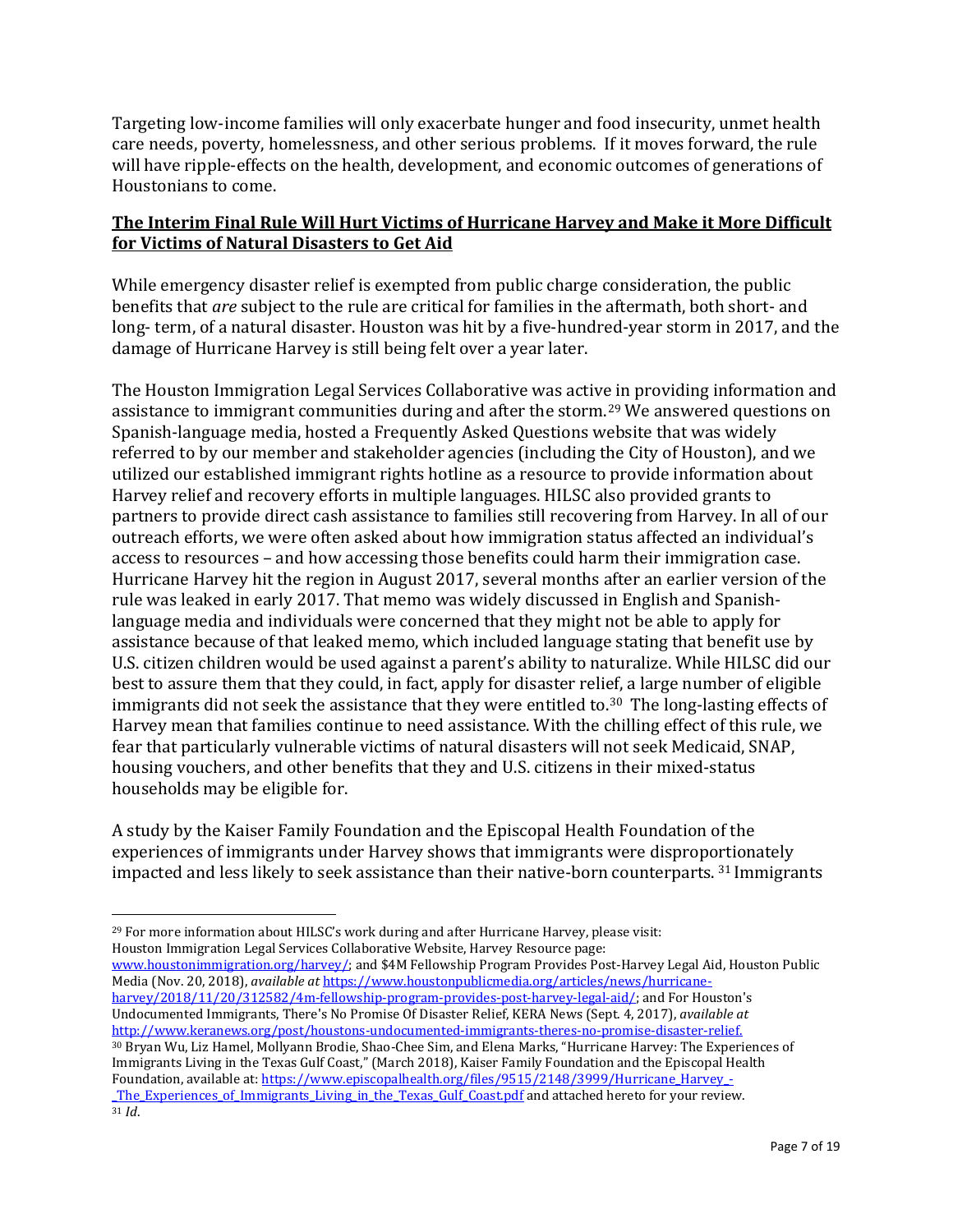Targeting low-income families will only exacerbate hunger and food insecurity, unmet health care needs, poverty, homelessness, and other serious problems. If it moves forward, the rule will have ripple-effects on the health, development, and economic outcomes of generations of Houstonians to come.

**The Interim Final Rule Will Hurt Victims of Hurricane Harvey and Make it More Difficult for Victims of Natural Disasters to Get Aid**

While emergency disaster relief is exempted from public charge consideration, the public benefits that *are* subject to the rule are critical for families in the aftermath, both short- and long- term, of a natural disaster. Houston was hit by a five-hundred-year storm in 2017, and the damage of Hurricane Harvey is still being felt over a year later.

The Houston Immigration Legal Services Collaborative was active in providing information and assistance to immigrant communities during and after the storm.[29] We answered questions on Spanish-language media, hosted a Frequently Asked Questions website that was widely referred to by our member and stakeholder agencies (including the City of Houston), and we utilized our established immigrant rights hotline as a resource to provide information about Harvey relief and recovery efforts in multiple languages. HILSC also provided grants to partners to provide direct cash assistance to families still recovering from Harvey. In all of our outreach efforts, we were often asked about how immigration status affected an individual's access to resources – and how accessing those benefits could harm their immigration case. Hurricane Harvey hit the region in August 2017, several months after an earlier version of the rule was leaked in early 2017. That memo was widely discussed in English and Spanish-language media and individuals were concerned that they might not be able to apply for assistance because of that leaked memo, which included language stating that benefit use by U.S. citizen children would be used against a parent's ability to naturalize. While HILSC did our best to assure them that they could, in fact, apply for disaster relief, a large number of eligible immigrants did not seek the assistance that they were entitled to.[30] The long-lasting effects of Harvey mean that families continue to need assistance. With the chilling effect of this rule, we fear that particularly vulnerable victims of natural disasters will not seek Medicaid, SNAP, housing vouchers, and other benefits that they and U.S. citizens in their mixed-status households may be eligible for.

A study by the Kaiser Family Foundation and the Episcopal Health Foundation of the experiences of immigrants under Harvey shows that immigrants were disproportionately impacted and less likely to seek assistance than their native-born counterparts. [31] Immigrants

---

[29] For more information about HILSC's work during and after Hurricane Harvey, please visit: Houston Immigration Legal Services Collaborative Website, Harvey Resource page: www.houstonimmigration.org/harvey/; and $4M Fellowship Program Provides Post-Harvey Legal Aid, Houston Public Media (Nov. 20, 2018), *available at* https://www.houstonpublicmedia.org/articles/news/hurricane-harvey/2018/11/20/312582/4m-fellowship-program-provides-post-harvey-legal-aid/; and For Houston's Undocumented Immigrants, There's No Promise Of Disaster Relief, KERA News (Sept. 4, 2017), *available at* http://www.keranews.org/post/houstons-undocumented-immigrants-theres-no-promise-disaster-relief.

[30] Bryan Wu, Liz Hamel, Mollyann Brodie, Shao-Chee Sim, and Elena Marks, "Hurricane Harvey: The Experiences of Immigrants Living in the Texas Gulf Coast," (March 2018), Kaiser Family Foundation and the Episcopal Health Foundation, available at: https://www.episcopalhealth.org/files/9515/2148/3999/Hurricane_Harvey_-_The_Experiences_of_Immigrants_Living_in_the_Texas_Gulf_Coast.pdf and attached hereto for your review.

[31] *Id*.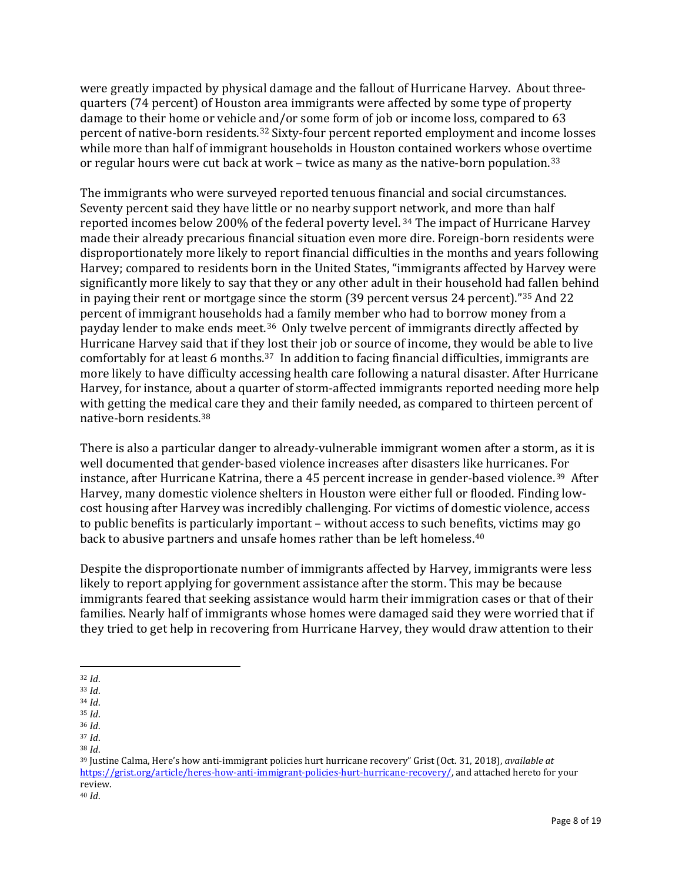were greatly impacted by physical damage and the fallout of Hurricane Harvey. About three-quarters (74 percent) of Houston area immigrants were affected by some type of property damage to their home or vehicle and/or some form of job or income loss, compared to 63 percent of native-born residents.[32] Sixty-four percent reported employment and income losses while more than half of immigrant households in Houston contained workers whose overtime or regular hours were cut back at work – twice as many as the native-born population.[33]

The immigrants who were surveyed reported tenuous financial and social circumstances. Seventy percent said they have little or no nearby support network, and more than half reported incomes below 200% of the federal poverty level.[34] The impact of Hurricane Harvey made their already precarious financial situation even more dire. Foreign-born residents were disproportionately more likely to report financial difficulties in the months and years following Harvey; compared to residents born in the United States, "immigrants affected by Harvey were significantly more likely to say that they or any other adult in their household had fallen behind in paying their rent or mortgage since the storm (39 percent versus 24 percent)."[35] And 22 percent of immigrant households had a family member who had to borrow money from a payday lender to make ends meet.[36] Only twelve percent of immigrants directly affected by Hurricane Harvey said that if they lost their job or source of income, they would be able to live comfortably for at least 6 months.[37] In addition to facing financial difficulties, immigrants are more likely to have difficulty accessing health care following a natural disaster. After Hurricane Harvey, for instance, about a quarter of storm-affected immigrants reported needing more help with getting the medical care they and their family needed, as compared to thirteen percent of native-born residents.[38]

There is also a particular danger to already-vulnerable immigrant women after a storm, as it is well documented that gender-based violence increases after disasters like hurricanes. For instance, after Hurricane Katrina, there a 45 percent increase in gender-based violence.[39] After Harvey, many domestic violence shelters in Houston were either full or flooded. Finding low-cost housing after Harvey was incredibly challenging. For victims of domestic violence, access to public benefits is particularly important – without access to such benefits, victims may go back to abusive partners and unsafe homes rather than be left homeless.[40]

Despite the disproportionate number of immigrants affected by Harvey, immigrants were less likely to report applying for government assistance after the storm. This may be because immigrants feared that seeking assistance would harm their immigration cases or that of their families. Nearly half of immigrants whose homes were damaged said they were worried that if they tried to get help in recovering from Hurricane Harvey, they would draw attention to their

---

[32] *Id*.
[33] *Id*.
[34] *Id*.
[35] *Id*.
[36] *Id*.
[37] *Id*.
[38] *Id*.
[39] Justine Calma, Here's how anti-immigrant policies hurt hurricane recovery" Grist (Oct. 31, 2018), *available at* https://grist.org/article/heres-how-anti-immigrant-policies-hurt-hurricane-recovery/, and attached hereto for your review.
[40] *Id*.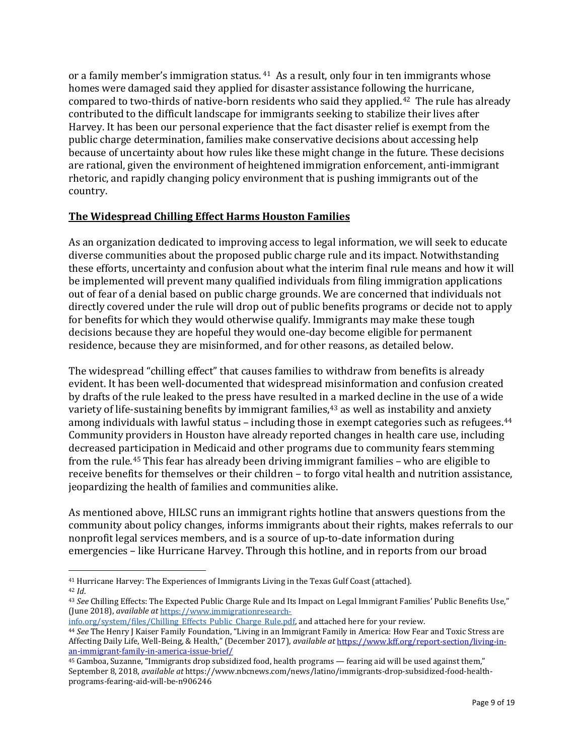or a family member's immigration status.[41] As a result, only four in ten immigrants whose homes were damaged said they applied for disaster assistance following the hurricane, compared to two-thirds of native-born residents who said they applied.[42] The rule has already contributed to the difficult landscape for immigrants seeking to stabilize their lives after Harvey. It has been our personal experience that the fact disaster relief is exempt from the public charge determination, families make conservative decisions about accessing help because of uncertainty about how rules like these might change in the future. These decisions are rational, given the environment of heightened immigration enforcement, anti-immigrant rhetoric, and rapidly changing policy environment that is pushing immigrants out of the country.

## **The Widespread Chilling Effect Harms Houston Families**

As an organization dedicated to improving access to legal information, we will seek to educate diverse communities about the proposed public charge rule and its impact. Notwithstanding these efforts, uncertainty and confusion about what the interim final rule means and how it will be implemented will prevent many qualified individuals from filing immigration applications out of fear of a denial based on public charge grounds. We are concerned that individuals not directly covered under the rule will drop out of public benefits programs or decide not to apply for benefits for which they would otherwise qualify. Immigrants may make these tough decisions because they are hopeful they would one-day become eligible for permanent residence, because they are misinformed, and for other reasons, as detailed below.

The widespread "chilling effect" that causes families to withdraw from benefits is already evident. It has been well-documented that widespread misinformation and confusion created by drafts of the rule leaked to the press have resulted in a marked decline in the use of a wide variety of life-sustaining benefits by immigrant families,[43] as well as instability and anxiety among individuals with lawful status – including those in exempt categories such as refugees.[44] Community providers in Houston have already reported changes in health care use, including decreased participation in Medicaid and other programs due to community fears stemming from the rule.[45] This fear has already been driving immigrant families – who are eligible to receive benefits for themselves or their children – to forgo vital health and nutrition assistance, jeopardizing the health of families and communities alike.

As mentioned above, HILSC runs an immigrant rights hotline that answers questions from the community about policy changes, informs immigrants about their rights, makes referrals to our nonprofit legal services members, and is a source of up-to-date information during emergencies – like Hurricane Harvey. Through this hotline, and in reports from our broad

---

[41] Hurricane Harvey: The Experiences of Immigrants Living in the Texas Gulf Coast (attached).

[42] *Id*.

[43] *See* Chilling Effects: The Expected Public Charge Rule and Its Impact on Legal Immigrant Families' Public Benefits Use," (June 2018), *available at* https://www.immigrationresearch-info.org/system/files/Chilling_Effects_Public_Charge_Rule.pdf, and attached here for your review.

[44] *See* The Henry J Kaiser Family Foundation, "Living in an Immigrant Family in America: How Fear and Toxic Stress are Affecting Daily Life, Well-Being, & Health," (December 2017), *available at* https://www.kff.org/report-section/living-in-an-immigrant-family-in-america-issue-brief/

[45] Gamboa, Suzanne, "Immigrants drop subsidized food, health programs — fearing aid will be used against them," September 8, 2018, *available at* https://www.nbcnews.com/news/latino/immigrants-drop-subsidized-food-health-programs-fearing-aid-will-be-n906246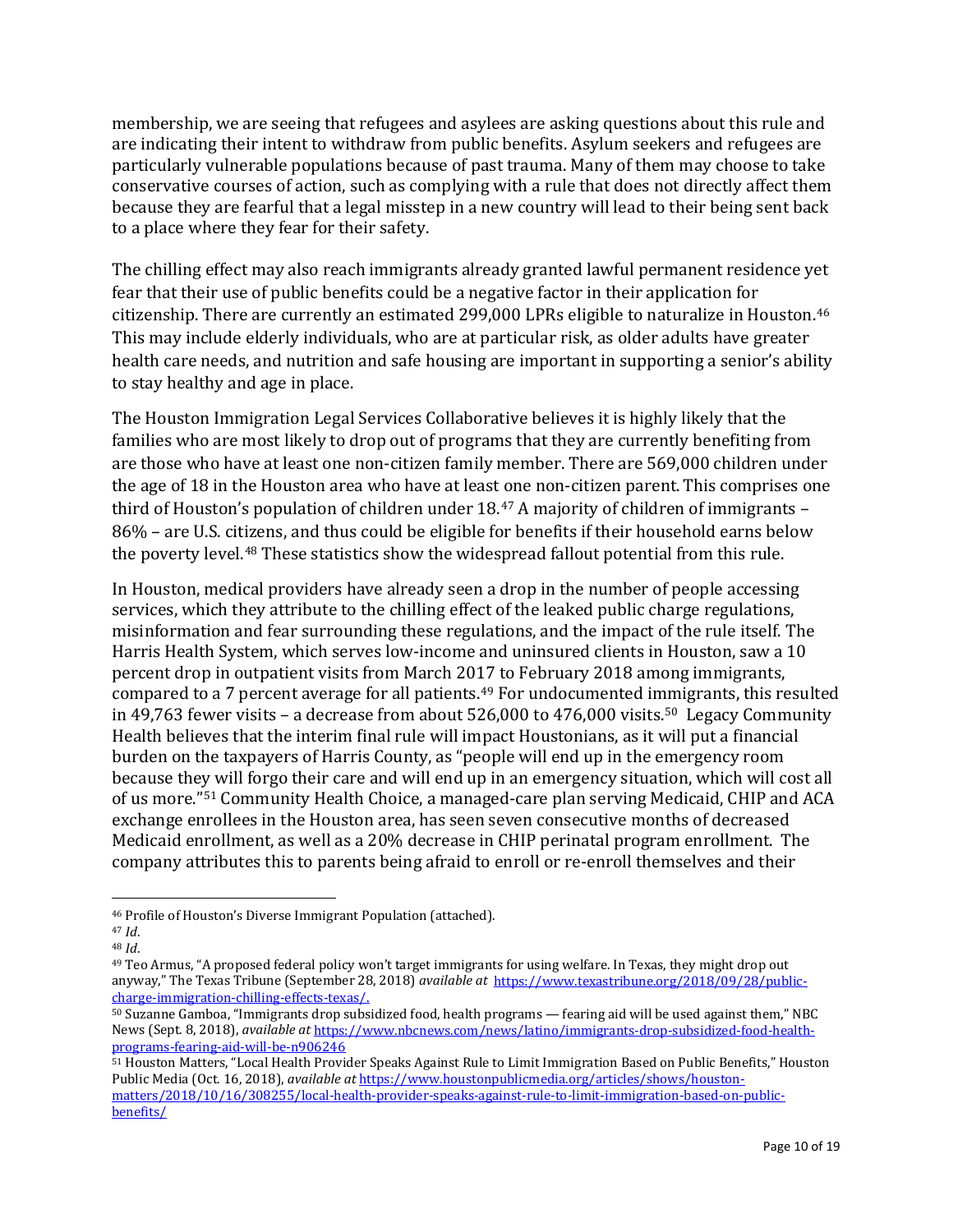membership, we are seeing that refugees and asylees are asking questions about this rule and are indicating their intent to withdraw from public benefits. Asylum seekers and refugees are particularly vulnerable populations because of past trauma. Many of them may choose to take conservative courses of action, such as complying with a rule that does not directly affect them because they are fearful that a legal misstep in a new country will lead to their being sent back to a place where they fear for their safety.

The chilling effect may also reach immigrants already granted lawful permanent residence yet fear that their use of public benefits could be a negative factor in their application for citizenship. There are currently an estimated 299,000 LPRs eligible to naturalize in Houston.[46] This may include elderly individuals, who are at particular risk, as older adults have greater health care needs, and nutrition and safe housing are important in supporting a senior's ability to stay healthy and age in place.

The Houston Immigration Legal Services Collaborative believes it is highly likely that the families who are most likely to drop out of programs that they are currently benefiting from are those who have at least one non-citizen family member. There are 569,000 children under the age of 18 in the Houston area who have at least one non-citizen parent. This comprises one third of Houston's population of children under 18.[47] A majority of children of immigrants – 86% – are U.S. citizens, and thus could be eligible for benefits if their household earns below the poverty level.[48] These statistics show the widespread fallout potential from this rule.

In Houston, medical providers have already seen a drop in the number of people accessing services, which they attribute to the chilling effect of the leaked public charge regulations, misinformation and fear surrounding these regulations, and the impact of the rule itself. The Harris Health System, which serves low-income and uninsured clients in Houston, saw a 10 percent drop in outpatient visits from March 2017 to February 2018 among immigrants, compared to a 7 percent average for all patients.[49] For undocumented immigrants, this resulted in 49,763 fewer visits – a decrease from about 526,000 to 476,000 visits.[50] Legacy Community Health believes that the interim final rule will impact Houstonians, as it will put a financial burden on the taxpayers of Harris County, as "people will end up in the emergency room because they will forgo their care and will end up in an emergency situation, which will cost all of us more."[51] Community Health Choice, a managed-care plan serving Medicaid, CHIP and ACA exchange enrollees in the Houston area, has seen seven consecutive months of decreased Medicaid enrollment, as well as a 20% decrease in CHIP perinatal program enrollment. The company attributes this to parents being afraid to enroll or re-enroll themselves and their

---

[46] Profile of Houston's Diverse Immigrant Population (attached).

[47] *Id*.

[48] *Id*.

[49] Teo Armus, "A proposed federal policy won't target immigrants for using welfare. In Texas, they might drop out anyway," The Texas Tribune (September 28, 2018) *available at* https://www.texastribune.org/2018/09/28/public-charge-immigration-chilling-effects-texas/.

[50] Suzanne Gamboa, "Immigrants drop subsidized food, health programs — fearing aid will be used against them," NBC News (Sept. 8, 2018), *available at* https://www.nbcnews.com/news/latino/immigrants-drop-subsidized-food-health-programs-fearing-aid-will-be-n906246

[51] Houston Matters, "Local Health Provider Speaks Against Rule to Limit Immigration Based on Public Benefits," Houston Public Media (Oct. 16, 2018), *available at* https://www.houstonpublicmedia.org/articles/shows/houston-matters/2018/10/16/308255/local-health-provider-speaks-against-rule-to-limit-immigration-based-on-public-benefits/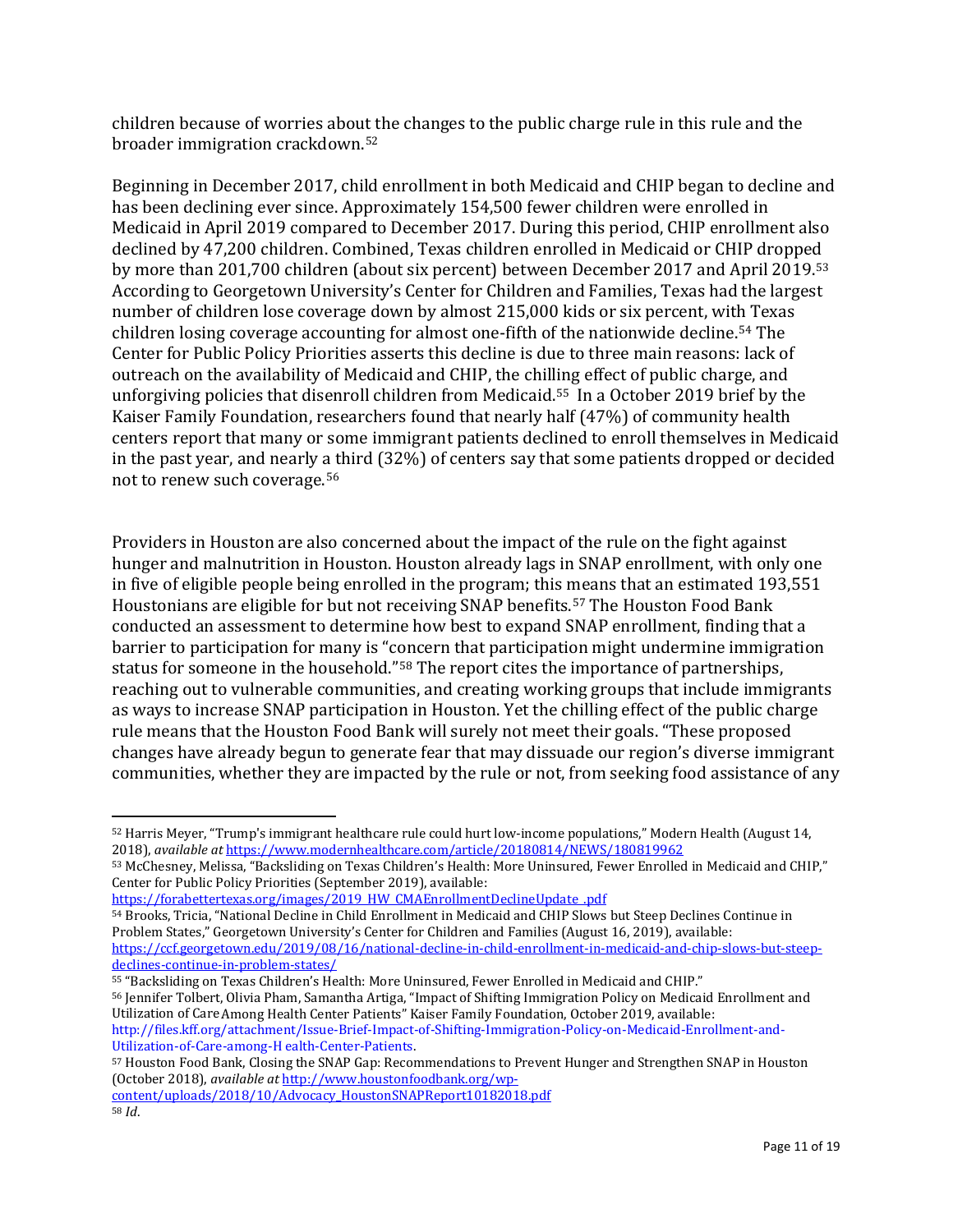children because of worries about the changes to the public charge rule in this rule and the broader immigration crackdown.[52]

Beginning in December 2017, child enrollment in both Medicaid and CHIP began to decline and has been declining ever since. Approximately 154,500 fewer children were enrolled in Medicaid in April 2019 compared to December 2017. During this period, CHIP enrollment also declined by 47,200 children. Combined, Texas children enrolled in Medicaid or CHIP dropped by more than 201,700 children (about six percent) between December 2017 and April 2019.[53] According to Georgetown University's Center for Children and Families, Texas had the largest number of children lose coverage down by almost 215,000 kids or six percent, with Texas children losing coverage accounting for almost one-fifth of the nationwide decline.[54] The Center for Public Policy Priorities asserts this decline is due to three main reasons: lack of outreach on the availability of Medicaid and CHIP, the chilling effect of public charge, and unforgiving policies that disenroll children from Medicaid.[55] In a October 2019 brief by the Kaiser Family Foundation, researchers found that nearly half (47%) of community health centers report that many or some immigrant patients declined to enroll themselves in Medicaid in the past year, and nearly a third (32%) of centers say that some patients dropped or decided not to renew such coverage.[56]

Providers in Houston are also concerned about the impact of the rule on the fight against hunger and malnutrition in Houston. Houston already lags in SNAP enrollment, with only one in five of eligible people being enrolled in the program; this means that an estimated 193,551 Houstonians are eligible for but not receiving SNAP benefits.[57] The Houston Food Bank conducted an assessment to determine how best to expand SNAP enrollment, finding that a barrier to participation for many is "concern that participation might undermine immigration status for someone in the household."[58] The report cites the importance of partnerships, reaching out to vulnerable communities, and creating working groups that include immigrants as ways to increase SNAP participation in Houston. Yet the chilling effect of the public charge rule means that the Houston Food Bank will surely not meet their goals. "These proposed changes have already begun to generate fear that may dissuade our region's diverse immigrant communities, whether they are impacted by the rule or not, from seeking food assistance of any

---

[52] Harris Meyer, "Trump's immigrant healthcare rule could hurt low-income populations," Modern Health (August 14, 2018), *available at* https://www.modernhealthcare.com/article/20180814/NEWS/180819962

[53] McChesney, Melissa, "Backsliding on Texas Children's Health: More Uninsured, Fewer Enrolled in Medicaid and CHIP," Center for Public Policy Priorities (September 2019), available: https://forabettertexas.org/images/2019_HW_CMAEnrollmentDeclineUpdate_.pdf

[54] Brooks, Tricia, "National Decline in Child Enrollment in Medicaid and CHIP Slows but Steep Declines Continue in Problem States," Georgetown University's Center for Children and Families (August 16, 2019), available: https://ccf.georgetown.edu/2019/08/16/national-decline-in-child-enrollment-in-medicaid-and-chip-slows-but-steep-declines-continue-in-problem-states/

[55] "Backsliding on Texas Children's Health: More Uninsured, Fewer Enrolled in Medicaid and CHIP."

[56] Jennifer Tolbert, Olivia Pham, Samantha Artiga, "Impact of Shifting Immigration Policy on Medicaid Enrollment and Utilization of Care Among Health Center Patients" Kaiser Family Foundation, October 2019, available: http://files.kff.org/attachment/Issue-Brief-Impact-of-Shifting-Immigration-Policy-on-Medicaid-Enrollment-and-Utilization-of-Care-among-H ealth-Center-Patients.

[57] Houston Food Bank, Closing the SNAP Gap: Recommendations to Prevent Hunger and Strengthen SNAP in Houston (October 2018), *available at* http://www.houstonfoodbank.org/wp-content/uploads/2018/10/Advocacy_HoustonSNAPReport10182018.pdf

[58] *Id*.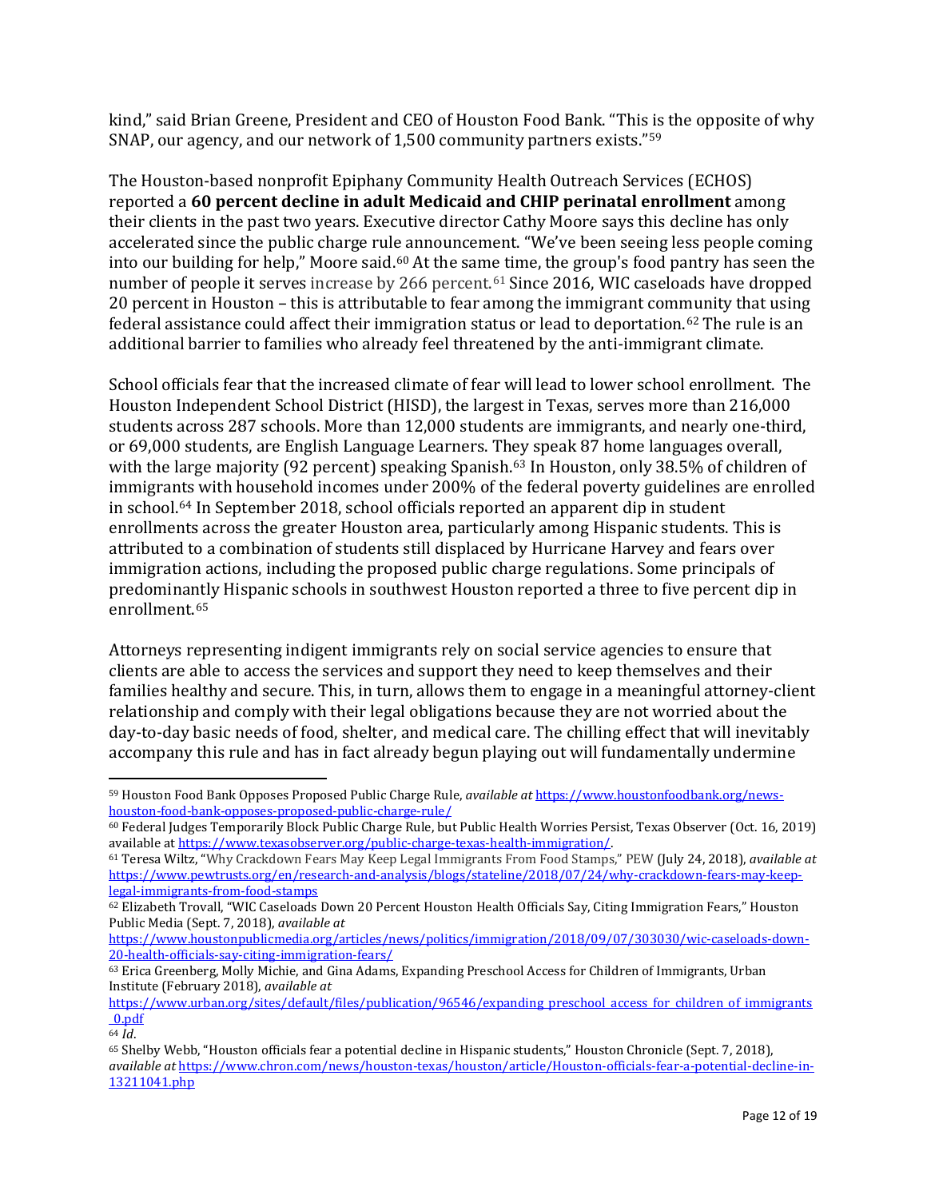kind," said Brian Greene, President and CEO of Houston Food Bank. "This is the opposite of why SNAP, our agency, and our network of 1,500 community partners exists."[59]

The Houston-based nonprofit Epiphany Community Health Outreach Services (ECHOS) reported a **60 percent decline in adult Medicaid and CHIP perinatal enrollment** among their clients in the past two years. Executive director Cathy Moore says this decline has only accelerated since the public charge rule announcement. "We've been seeing less people coming into our building for help," Moore said.[60] At the same time, the group's food pantry has seen the number of people it serves increase by 266 percent.[61] Since 2016, WIC caseloads have dropped 20 percent in Houston – this is attributable to fear among the immigrant community that using federal assistance could affect their immigration status or lead to deportation.[62] The rule is an additional barrier to families who already feel threatened by the anti-immigrant climate.

School officials fear that the increased climate of fear will lead to lower school enrollment. The Houston Independent School District (HISD), the largest in Texas, serves more than 216,000 students across 287 schools. More than 12,000 students are immigrants, and nearly one-third, or 69,000 students, are English Language Learners. They speak 87 home languages overall, with the large majority (92 percent) speaking Spanish.[63] In Houston, only 38.5% of children of immigrants with household incomes under 200% of the federal poverty guidelines are enrolled in school.[64] In September 2018, school officials reported an apparent dip in student enrollments across the greater Houston area, particularly among Hispanic students. This is attributed to a combination of students still displaced by Hurricane Harvey and fears over immigration actions, including the proposed public charge regulations. Some principals of predominantly Hispanic schools in southwest Houston reported a three to five percent dip in enrollment.[65]

Attorneys representing indigent immigrants rely on social service agencies to ensure that clients are able to access the services and support they need to keep themselves and their families healthy and secure. This, in turn, allows them to engage in a meaningful attorney-client relationship and comply with their legal obligations because they are not worried about the day-to-day basic needs of food, shelter, and medical care. The chilling effect that will inevitably accompany this rule and has in fact already begun playing out will fundamentally undermine

---

[59] Houston Food Bank Opposes Proposed Public Charge Rule, *available at* https://www.houstonfoodbank.org/news-houston-food-bank-opposes-proposed-public-charge-rule/

[60] Federal Judges Temporarily Block Public Charge Rule, but Public Health Worries Persist, Texas Observer (Oct. 16, 2019) available at https://www.texasobserver.org/public-charge-texas-health-immigration/.

[61] Teresa Wiltz, "Why Crackdown Fears May Keep Legal Immigrants From Food Stamps," PEW (July 24, 2018), *available at* https://www.pewtrusts.org/en/research-and-analysis/blogs/stateline/2018/07/24/why-crackdown-fears-may-keep-legal-immigrants-from-food-stamps

[62] Elizabeth Trovall, "WIC Caseloads Down 20 Percent Houston Health Officials Say, Citing Immigration Fears," Houston Public Media (Sept. 7, 2018), *available at* https://www.houstonpublicmedia.org/articles/news/politics/immigration/2018/09/07/303030/wic-caseloads-down-20-health-officials-say-citing-immigration-fears/

[63] Erica Greenberg, Molly Michie, and Gina Adams, Expanding Preschool Access for Children of Immigrants, Urban Institute (February 2018), *available at* https://www.urban.org/sites/default/files/publication/96546/expanding_preschool_access_for_children_of_immigrants_0.pdf

[64] *Id*.

[65] Shelby Webb, "Houston officials fear a potential decline in Hispanic students," Houston Chronicle (Sept. 7, 2018), *available at* https://www.chron.com/news/houston-texas/houston/article/Houston-officials-fear-a-potential-decline-in-13211041.php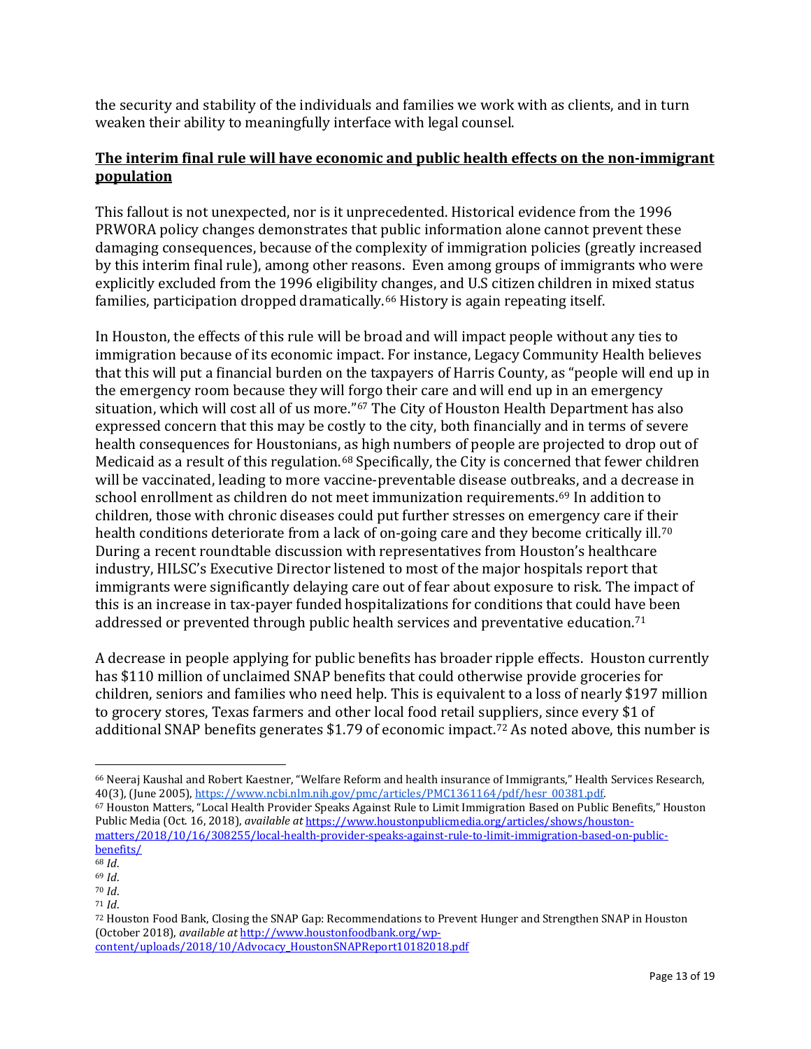the security and stability of the individuals and families we work with as clients, and in turn weaken their ability to meaningfully interface with legal counsel.

**<u>The interim final rule will have economic and public health effects on the non-immigrant population</u>**

This fallout is not unexpected, nor is it unprecedented. Historical evidence from the 1996 PRWORA policy changes demonstrates that public information alone cannot prevent these damaging consequences, because of the complexity of immigration policies (greatly increased by this interim final rule), among other reasons. Even among groups of immigrants who were explicitly excluded from the 1996 eligibility changes, and U.S citizen children in mixed status families, participation dropped dramatically.[66] History is again repeating itself.

In Houston, the effects of this rule will be broad and will impact people without any ties to immigration because of its economic impact. For instance, Legacy Community Health believes that this will put a financial burden on the taxpayers of Harris County, as "people will end up in the emergency room because they will forgo their care and will end up in an emergency situation, which will cost all of us more."[67] The City of Houston Health Department has also expressed concern that this may be costly to the city, both financially and in terms of severe health consequences for Houstonians, as high numbers of people are projected to drop out of Medicaid as a result of this regulation.[68] Specifically, the City is concerned that fewer children will be vaccinated, leading to more vaccine-preventable disease outbreaks, and a decrease in school enrollment as children do not meet immunization requirements.[69] In addition to children, those with chronic diseases could put further stresses on emergency care if their health conditions deteriorate from a lack of on-going care and they become critically ill.[70] During a recent roundtable discussion with representatives from Houston's healthcare industry, HILSC's Executive Director listened to most of the major hospitals report that immigrants were significantly delaying care out of fear about exposure to risk. The impact of this is an increase in tax-payer funded hospitalizations for conditions that could have been addressed or prevented through public health services and preventative education.[71]

A decrease in people applying for public benefits has broader ripple effects. Houston currently has $110 million of unclaimed SNAP benefits that could otherwise provide groceries for children, seniors and families who need help. This is equivalent to a loss of nearly $197 million to grocery stores, Texas farmers and other local food retail suppliers, since every $1 of additional SNAP benefits generates $1.79 of economic impact.[72] As noted above, this number is

---

[66] Neeraj Kaushal and Robert Kaestner, "Welfare Reform and health insurance of Immigrants," Health Services Research, 40(3), (June 2005), https://www.ncbi.nlm.nih.gov/pmc/articles/PMC1361164/pdf/hesr_00381.pdf.

[67] Houston Matters, "Local Health Provider Speaks Against Rule to Limit Immigration Based on Public Benefits," Houston Public Media (Oct. 16, 2018), *available at* https://www.houstonpublicmedia.org/articles/shows/houston-matters/2018/10/16/308255/local-health-provider-speaks-against-rule-to-limit-immigration-based-on-public-benefits/

[68] *Id*.

[69] *Id*.

[70] *Id*.

[71] *Id*.

[72] Houston Food Bank, Closing the SNAP Gap: Recommendations to Prevent Hunger and Strengthen SNAP in Houston (October 2018), *available at* http://www.houstonfoodbank.org/wp-content/uploads/2018/10/Advocacy_HoustonSNAPReport10182018.pdf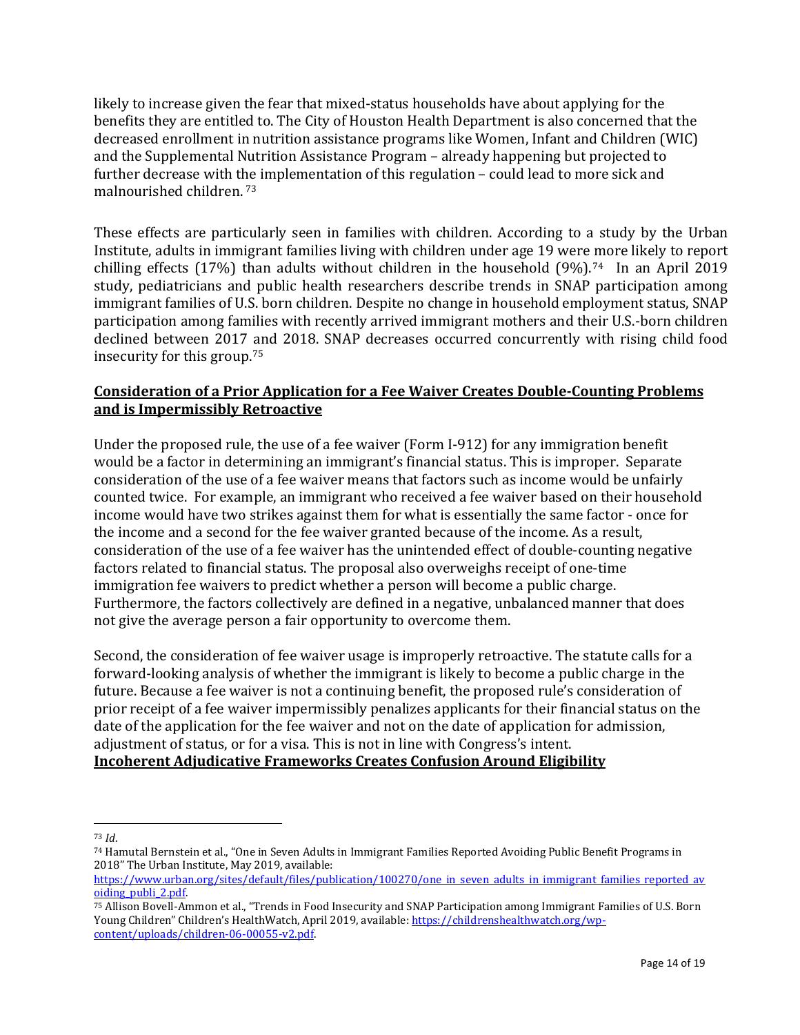likely to increase given the fear that mixed-status households have about applying for the benefits they are entitled to. The City of Houston Health Department is also concerned that the decreased enrollment in nutrition assistance programs like Women, Infant and Children (WIC) and the Supplemental Nutrition Assistance Program – already happening but projected to further decrease with the implementation of this regulation – could lead to more sick and malnourished children. [73]

These effects are particularly seen in families with children. According to a study by the Urban Institute, adults in immigrant families living with children under age 19 were more likely to report chilling effects (17%) than adults without children in the household (9%).[74] In an April 2019 study, pediatricians and public health researchers describe trends in SNAP participation among immigrant families of U.S. born children. Despite no change in household employment status, SNAP participation among families with recently arrived immigrant mothers and their U.S.-born children declined between 2017 and 2018. SNAP decreases occurred concurrently with rising child food insecurity for this group.[75]

**Consideration of a Prior Application for a Fee Waiver Creates Double-Counting Problems and is Impermissibly Retroactive**

Under the proposed rule, the use of a fee waiver (Form I-912) for any immigration benefit would be a factor in determining an immigrant's financial status. This is improper. Separate consideration of the use of a fee waiver means that factors such as income would be unfairly counted twice. For example, an immigrant who received a fee waiver based on their household income would have two strikes against them for what is essentially the same factor - once for the income and a second for the fee waiver granted because of the income. As a result, consideration of the use of a fee waiver has the unintended effect of double-counting negative factors related to financial status. The proposal also overweighs receipt of one-time immigration fee waivers to predict whether a person will become a public charge. Furthermore, the factors collectively are defined in a negative, unbalanced manner that does not give the average person a fair opportunity to overcome them.

Second, the consideration of fee waiver usage is improperly retroactive. The statute calls for a forward-looking analysis of whether the immigrant is likely to become a public charge in the future. Because a fee waiver is not a continuing benefit, the proposed rule's consideration of prior receipt of a fee waiver impermissibly penalizes applicants for their financial status on the date of the application for the fee waiver and not on the date of application for admission, adjustment of status, or for a visa. This is not in line with Congress's intent.

**Incoherent Adjudicative Frameworks Creates Confusion Around Eligibility**

---

[73] *Id*.

[74] Hamutal Bernstein et al., "One in Seven Adults in Immigrant Families Reported Avoiding Public Benefit Programs in 2018" The Urban Institute, May 2019, available: https://www.urban.org/sites/default/files/publication/100270/one_in_seven_adults_in_immigrant_families_reported_avoiding_publi_2.pdf.

[75] Allison Bovell-Ammon et al., "Trends in Food Insecurity and SNAP Participation among Immigrant Families of U.S. Born Young Children" Children's HealthWatch, April 2019, available: https://childrenshealthwatch.org/wp-content/uploads/children-06-00055-v2.pdf.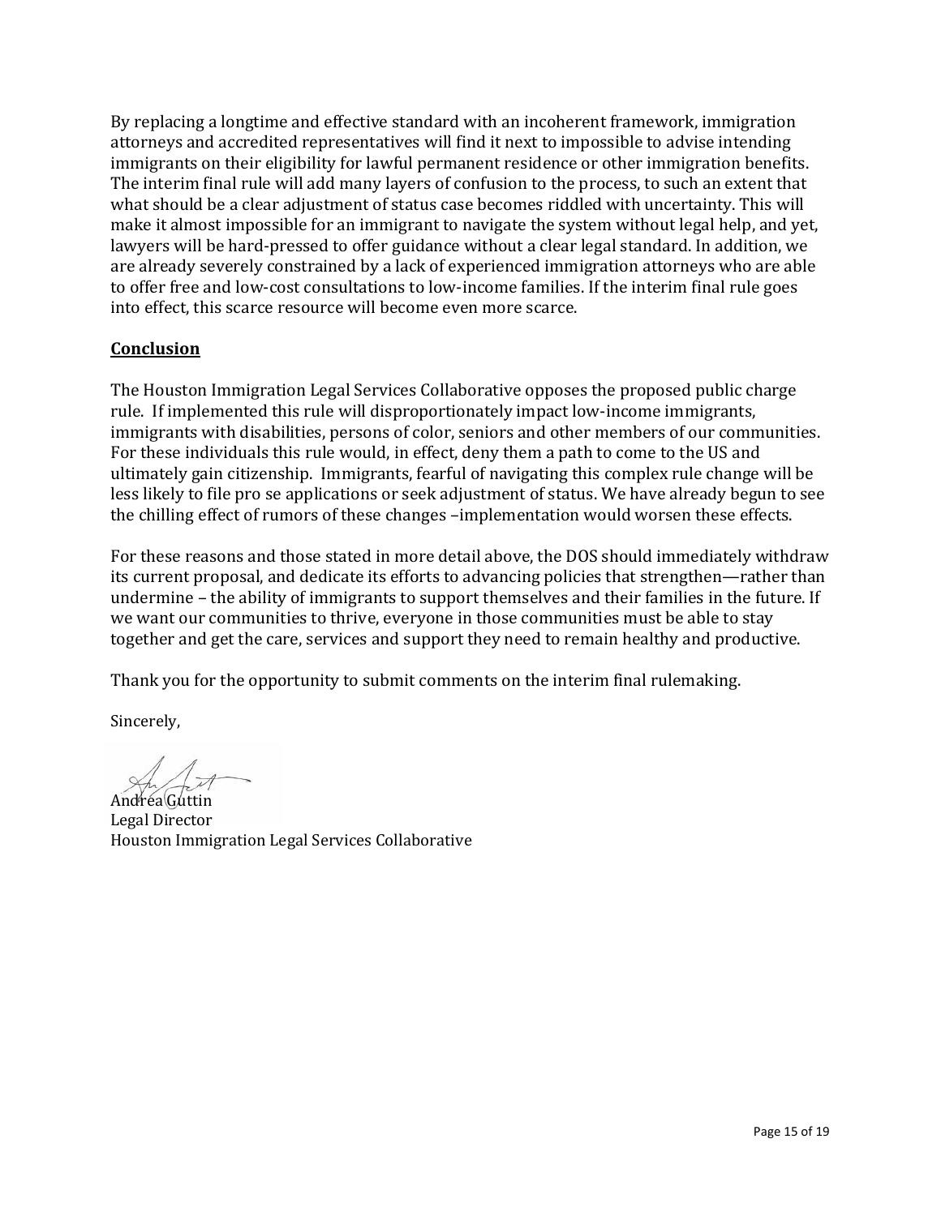By replacing a longtime and effective standard with an incoherent framework, immigration attorneys and accredited representatives will find it next to impossible to advise intending immigrants on their eligibility for lawful permanent residence or other immigration benefits. The interim final rule will add many layers of confusion to the process, to such an extent that what should be a clear adjustment of status case becomes riddled with uncertainty. This will make it almost impossible for an immigrant to navigate the system without legal help, and yet, lawyers will be hard-pressed to offer guidance without a clear legal standard. In addition, we are already severely constrained by a lack of experienced immigration attorneys who are able to offer free and low-cost consultations to low-income families. If the interim final rule goes into effect, this scarce resource will become even more scarce.

## Conclusion

The Houston Immigration Legal Services Collaborative opposes the proposed public charge rule. If implemented this rule will disproportionately impact low-income immigrants, immigrants with disabilities, persons of color, seniors and other members of our communities. For these individuals this rule would, in effect, deny them a path to come to the US and ultimately gain citizenship. Immigrants, fearful of navigating this complex rule change will be less likely to file pro se applications or seek adjustment of status. We have already begun to see the chilling effect of rumors of these changes –implementation would worsen these effects.

For these reasons and those stated in more detail above, the DOS should immediately withdraw its current proposal, and dedicate its efforts to advancing policies that strengthen—rather than undermine – the ability of immigrants to support themselves and their families in the future. If we want our communities to thrive, everyone in those communities must be able to stay together and get the care, services and support they need to remain healthy and productive.

Thank you for the opportunity to submit comments on the interim final rulemaking.

Sincerely,

Andrea Guttin  
Legal Director  
Houston Immigration Legal Services Collaborative